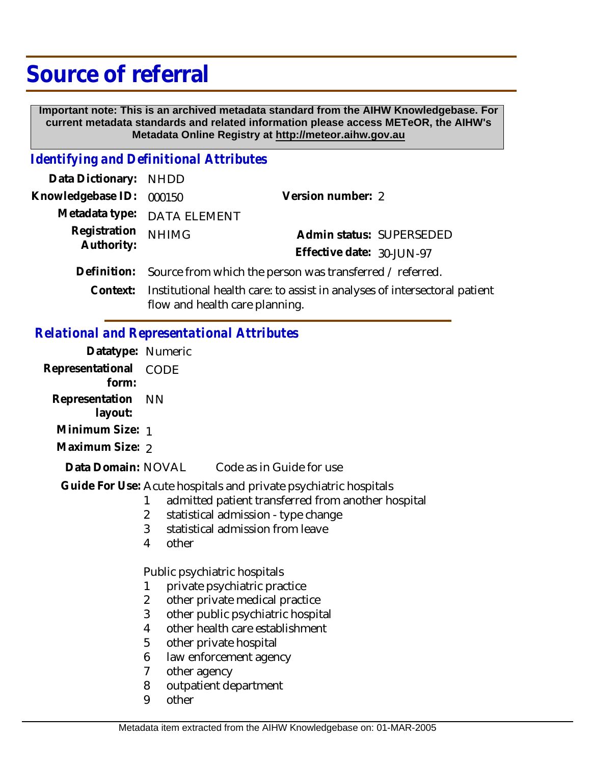# Source of referral

**Important note: This is an archived metadata standard from the AIHW Knowledgebase. For current metadata standards and related information please access METeOR, the AIHW's Metadata Online Registry at http://meteor.aihw.gov.au**

## *Identifying and Definitional Attributes*

**Data Dictionary:** NHDD

**Knowledgebase ID:** 000150

**Version number:** 2

**Metadata type:** DATA ELEMENT

**Registration Authority:** NHIMG

**Admin status:** SUPERSEDED

**Effective date:** 30-JUN-97

**Definition:** Source from which the person was transferred / referred.

**Context:** Institutional health care: to assist in analyses of intersectoral patient flow and health care planning.

## *Relational and Representational Attributes*

**Datatype:** Numeric

**Representational form:** CODE

**Representation layout:** NN

**Minimum Size:** 1

**Maximum Size:** 2

**Data Domain:** NOVAL Code as in Guide for use

**Guide For Use:** Acute hospitals and private psychiatric hospitals

1 admitted patient transferred from another hospital
2 statistical admission - type change
3 statistical admission from leave
4 other

Public psychiatric hospitals

1 private psychiatric practice
2 other private medical practice
3 other public psychiatric hospital
4 other health care establishment
5 other private hospital
6 law enforcement agency
7 other agency
8 outpatient department
9 other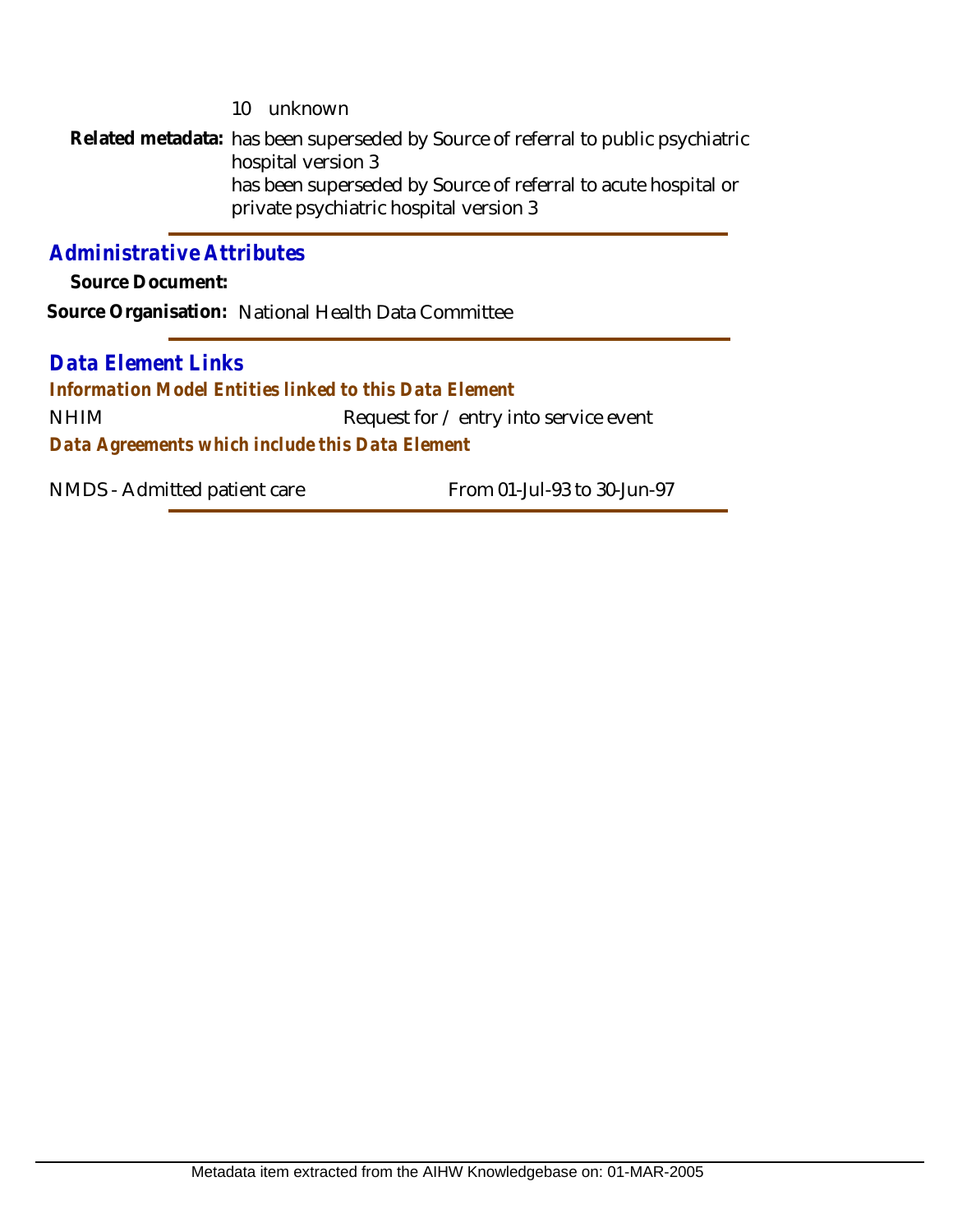10 unknown

**Related metadata:** has been superseded by Source of referral to public psychiatric hospital version 3
has been superseded by Source of referral to acute hospital or private psychiatric hospital version 3

## Administrative Attributes

**Source Document:**

**Source Organisation:** National Health Data Committee

## Data Element Links

### Information Model Entities linked to this Data Element

| | |
|---|---|
| NHIM | Request for / entry into service event |

### Data Agreements which include this Data Element

| | |
|---|---|
| NMDS - Admitted patient care | From 01-Jul-93 to 30-Jun-97 |

Metadata item extracted from the AIHW Knowledgebase on: 01-MAR-2005